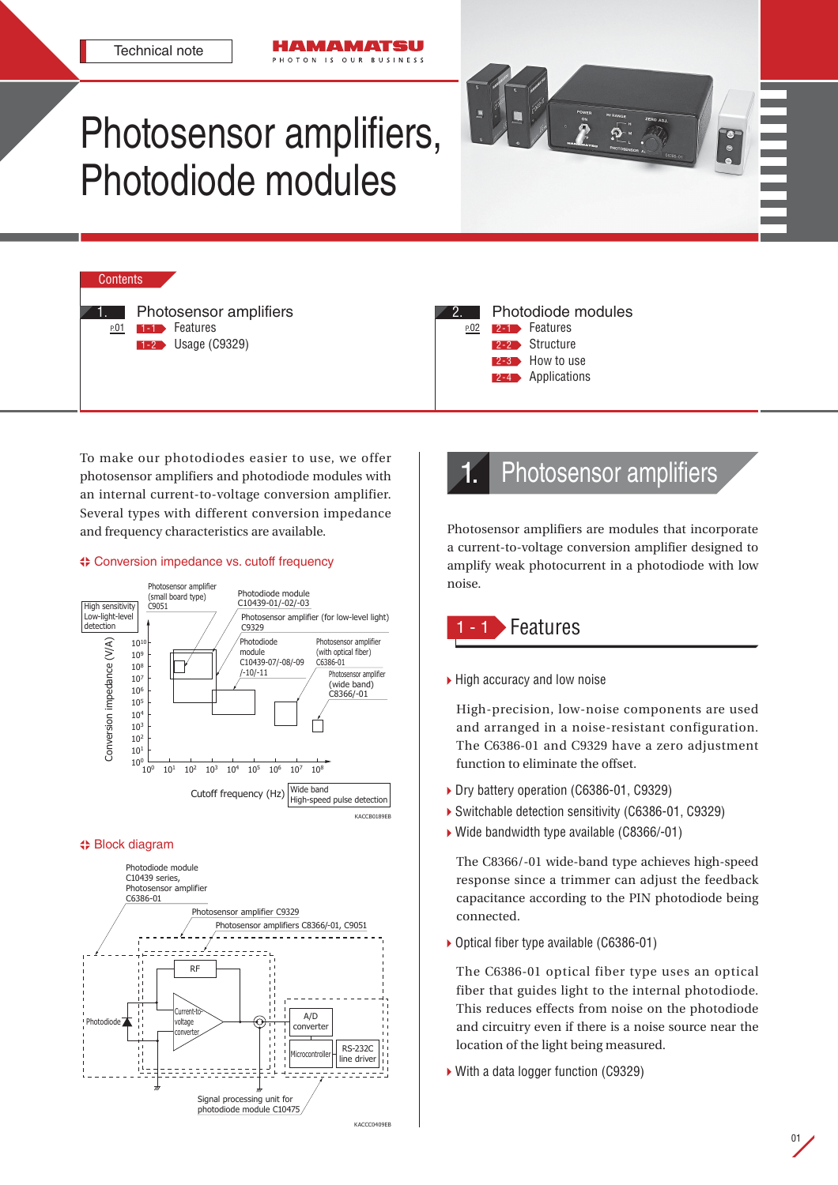Technical note

# Photosensor amplifiers, Photodiode modules

## Contents

1. Photosensor amplifiers — P01
   - 1-1 Features
   - 1-2 Usage (C9329)

2. Photodiode modules — P02
   - 2-1 Features
   - 2-2 Structure
   - 2-3 How to use
   - 2-4 Applications

To make our photodiodes easier to use, we offer photosensor amplifiers and photodiode modules with an internal current-to-voltage conversion amplifier. Several types with different conversion impedance and frequency characteristics are available.

### Conversion impedance vs. cutoff frequency

KACCB0189EB

### Block diagram

KACCC0409EB

# 1. Photosensor amplifiers

Photosensor amplifiers are modules that incorporate a current-to-voltage conversion amplifier designed to amplify weak photocurrent in a photodiode with low noise.

## 1 - 1 Features

- **High accuracy and low noise**

High-precision, low-noise components are used and arranged in a noise-resistant configuration. The C6386-01 and C9329 have a zero adjustment function to eliminate the offset.

- **Dry battery operation (C6386-01, C9329)**
- **Switchable detection sensitivity (C6386-01, C9329)**
- **Wide bandwidth type available (C8366/-01)**

The C8366/-01 wide-band type achieves high-speed response since a trimmer can adjust the feedback capacitance according to the PIN photodiode being connected.

- **Optical fiber type available (C6386-01)**

The C6386-01 optical fiber type uses an optical fiber that guides light to the internal photodiode. This reduces effects from noise on the photodiode and circuitry even if there is a noise source near the location of the light being measured.

- **With a data logger function (C9329)**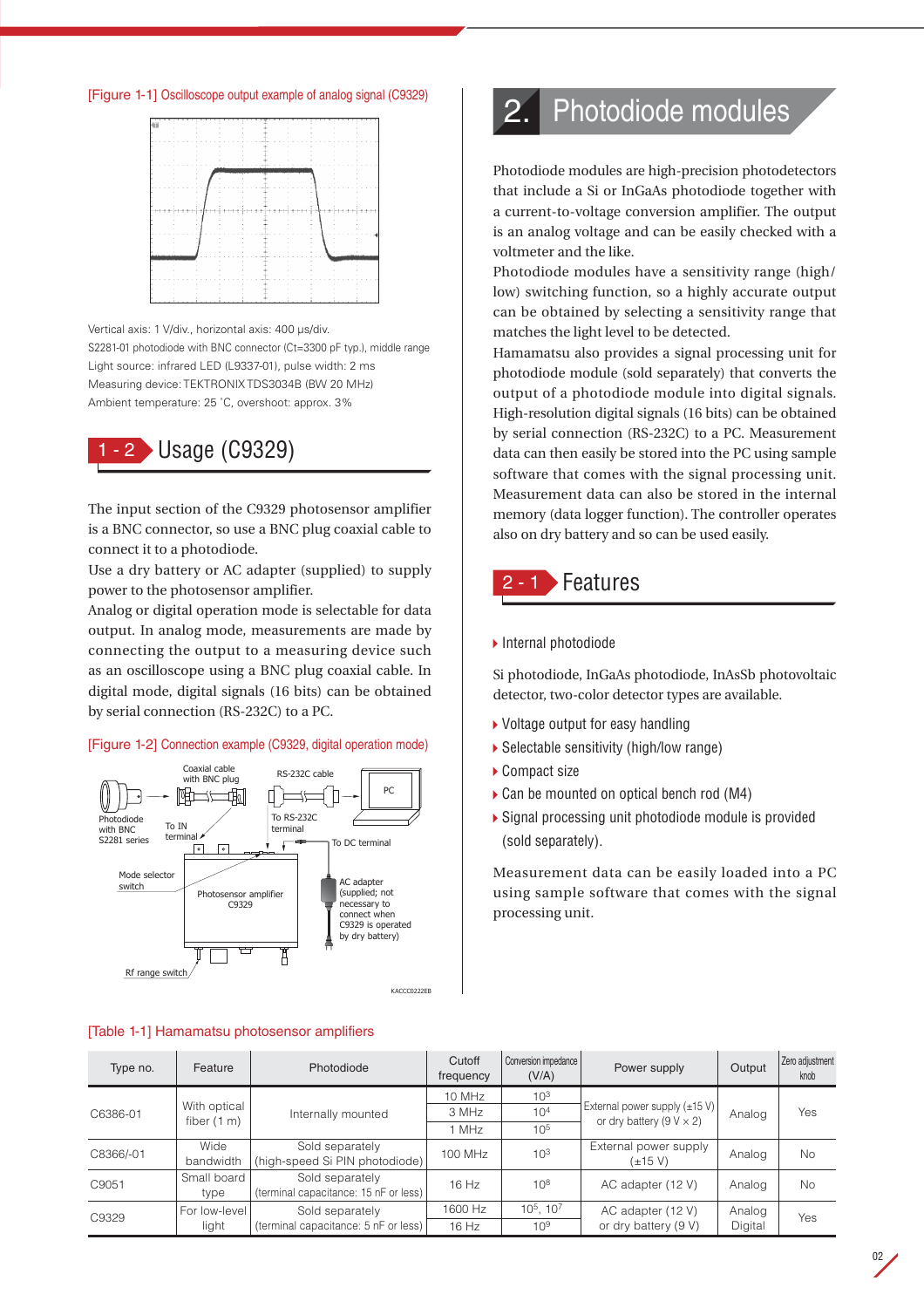[Figure 1-1] Oscilloscope output example of analog signal (C9329)

Vertical axis: 1 V/div., horizontal axis: 400 μs/div.
S2281-01 photodiode with BNC connector (Ct=3300 pF typ.), middle range
Light source: infrared LED (L9337-01), pulse width: 2 ms
Measuring device: TEKTRONIX TDS3034B (BW 20 MHz)
Ambient temperature: 25 °C, overshoot: approx. 3%

## 1 - 2 Usage (C9329)

The input section of the C9329 photosensor amplifier is a BNC connector, so use a BNC plug coaxial cable to connect it to a photodiode.
Use a dry battery or AC adapter (supplied) to supply power to the photosensor amplifier.
Analog or digital operation mode is selectable for data output. In analog mode, measurements are made by connecting the output to a measuring device such as an oscilloscope using a BNC plug coaxial cable. In digital mode, digital signals (16 bits) can be obtained by serial connection (RS-232C) to a PC.

[Figure 1-2] Connection example (C9329, digital operation mode)

Coaxial cable with BNC plug
RS-232C cable
PC
Photodiode with BNC S2281 series
To IN terminal
To RS-232C terminal
To DC terminal
Mode selector switch
Photosensor amplifier C9329
AC adapter (supplied; not necessary to connect when C9329 is operated by dry battery)
Rf range switch

KACCC0222EB

# 2. Photodiode modules

Photodiode modules are high-precision photodetectors that include a Si or InGaAs photodiode together with a current-to-voltage conversion amplifier. The output is an analog voltage and can be easily checked with a voltmeter and the like.
Photodiode modules have a sensitivity range (high/low) switching function, so a highly accurate output can be obtained by selecting a sensitivity range that matches the light level to be detected.
Hamamatsu also provides a signal processing unit for photodiode module (sold separately) that converts the output of a photodiode module into digital signals. High-resolution digital signals (16 bits) can be obtained by serial connection (RS-232C) to a PC. Measurement data can then easily be stored into the PC using sample software that comes with the signal processing unit. Measurement data can also be stored in the internal memory (data logger function). The controller operates also on dry battery and so can be used easily.

## 2 - 1 Features

- Internal photodiode

Si photodiode, InGaAs photodiode, InAsSb photovoltaic detector, two-color detector types are available.

- Voltage output for easy handling
- Selectable sensitivity (high/low range)
- Compact size
- Can be mounted on optical bench rod (M4)
- Signal processing unit photodiode module is provided (sold separately).

Measurement data can be easily loaded into a PC using sample software that comes with the signal processing unit.

[Table 1-1] Hamamatsu photosensor amplifiers

| Type no. | Feature | Photodiode | Cutoff frequency | Conversion impedance (V/A) | Power supply | Output | Zero adjustment knob |
|---|---|---|---|---|---|---|---|
| C6386-01 | With optical fiber (1 m) | Internally mounted | 10 MHz | $10^3$ | External power supply (±15 V) or dry battery (9 V × 2) | Analog | Yes |
| | | | 3 MHz | $10^4$ | | | |
| | | | 1 MHz | $10^5$ | | | |
| C8366/-01 | Wide bandwidth | Sold separately (high-speed Si PIN photodiode) | 100 MHz | $10^3$ | External power supply (±15 V) | Analog | No |
| C9051 | Small board type | Sold separately (terminal capacitance: 15 nF or less) | 16 Hz | $10^8$ | AC adapter (12 V) | Analog | No |
| C9329 | For low-level light | Sold separately (terminal capacitance: 5 nF or less) | 1600 Hz | $10^5$, $10^7$ | AC adapter (12 V) or dry battery (9 V) | Analog Digital | Yes |
| | | | 16 Hz | $10^9$ | | | |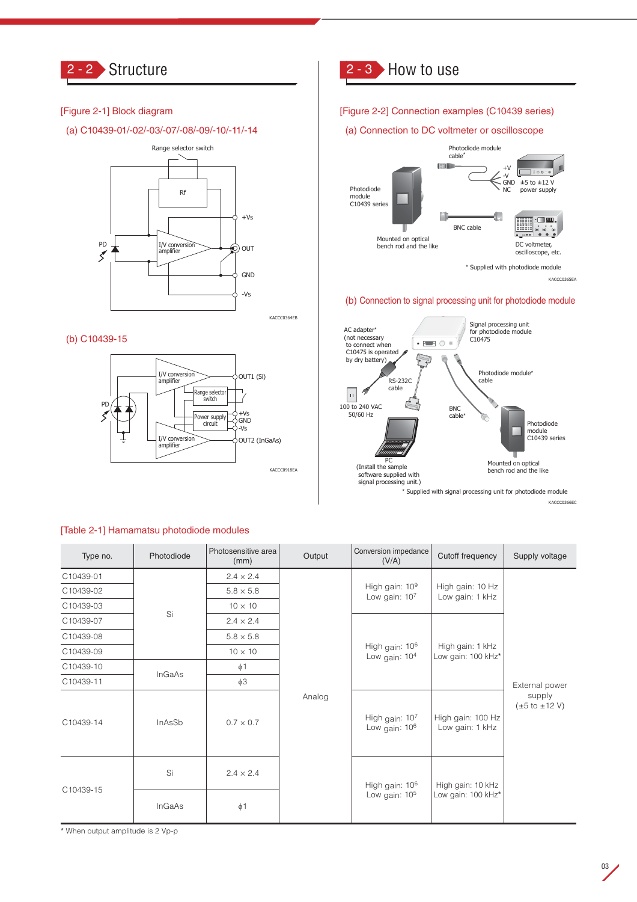## 2 - 2 Structure

[Figure 2-1] Block diagram

(a) C10439-01/-02/-03/-07/-08/-09/-10/-11/-14

Range selector switch

Rf

PD

I/V conversion amplifier

+Vs

OUT

GND

-Vs

KACCC0364EB

(b) C10439-15

PD

I/V conversion amplifier

Range selector switch

Power supply circuit

I/V conversion amplifier

OUT1 (Si)

+Vs

GND

-Vs

OUT2 (InGaAs)

KACCC0918EA

## 2 - 3 How to use

[Figure 2-2] Connection examples (C10439 series)

(a) Connection to DC voltmeter or oscilloscope

Photodiode module cable*

Photodiode module C10439 series

+V
-V
GND
NC

±5 to ±12 V power supply

BNC cable

Mounted on optical bench rod and the like

DC voltmeter, oscilloscope, etc.

* Supplied with photodiode module

KACCC0365EA

(b) Connection to signal processing unit for photodiode module

AC adapter* (not necessary to connect when C10475 is operated by dry battery)

Signal processing unit for photodiode module C10475

RS-232C cable

Photodiode module* cable

100 to 240 VAC 50/60 Hz

BNC cable*

Photodiode module C10439 series

PC (Install the sample software supplied with signal processing unit.)

Mounted on optical bench rod and the like

* Supplied with signal processing unit for photodiode module

KACCC0366EC

[Table 2-1] Hamamatsu photodiode modules

| Type no. | Photodiode | Photosensitive area (mm) | Output | Conversion impedance (V/A) | Cutoff frequency | Supply voltage |
|---|---|---|---|---|---|---|
| C10439-01 | Si | 2.4 × 2.4 | Analog | High gain: $10^9$ Low gain: $10^7$ | High gain: 10 Hz Low gain: 1 kHz | External power supply (±5 to ±12 V) |
| C10439-02 | | 5.8 × 5.8 | | | | |
| C10439-03 | | 10 × 10 | | | | |
| C10439-07 | | 2.4 × 2.4 | | High gain: $10^6$ Low gain: $10^4$ | High gain: 1 kHz Low gain: 100 kHz* | |
| C10439-08 | | 5.8 × 5.8 | | | | |
| C10439-09 | | 10 × 10 | | | | |
| C10439-10 | InGaAs | ϕ1 | | | | |
| C10439-11 | | ϕ3 | | | | |
| C10439-14 | InAsSb | 0.7 × 0.7 | | High gain: $10^7$ Low gain: $10^6$ | High gain: 100 Hz Low gain: 1 kHz | |
| C10439-15 | Si | 2.4 × 2.4 | | High gain: $10^6$ Low gain: $10^5$ | High gain: 10 kHz Low gain: 100 kHz* | |
| | InGaAs | ϕ1 | | | | |

* When output amplitude is 2 Vp-p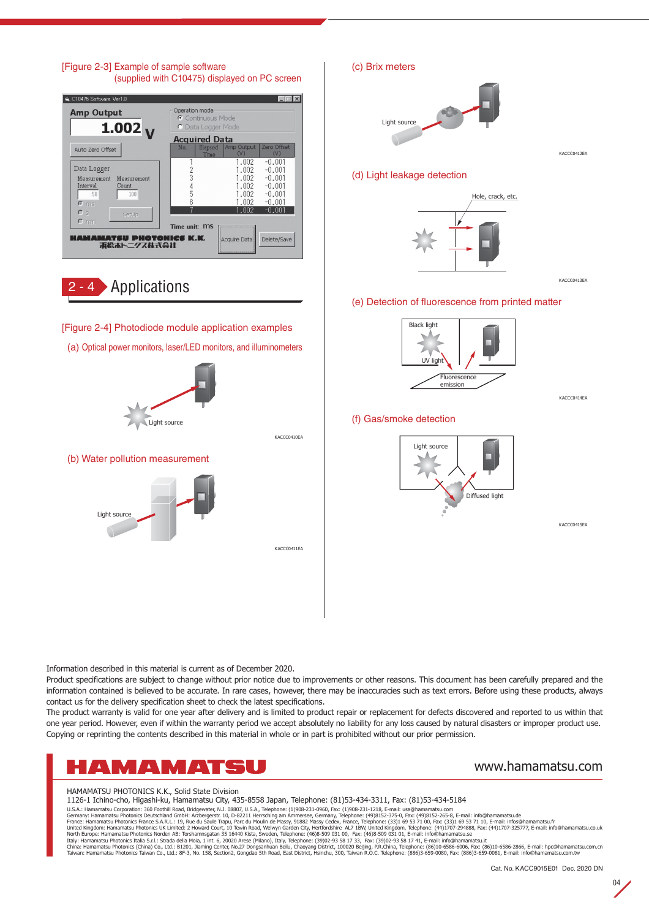[Figure 2-3] Example of sample software (supplied with C10475) displayed on PC screen

C10475 Software Ver1.0

Amp Output

1.002 V

Auto Zero Offset

Operation mode

Continuous Mode

Data Logger Mode

Acquired Data

| No. | Elapsed Time | Amp Output (V) | Zero Offset (V) |
|---|---|---|---|
| 1 | | 1.002 | -0.001 |
| 2 | | 1.002 | -0.001 |
| 3 | | 1.002 | -0.001 |
| 4 | | 1.002 | -0.001 |
| 5 | | 1.002 | -0.001 |
| 6 | | 1.002 | -0.001 |
| 7 | | 1.002 | -0.001 |

Data Logger

Measurement Interval 50

Measurement Count 100

ms

s

min

SetUp

Time unit: ms

HAMAMATSU PHOTONICS K.K.

浜松ホトニクス株式会社

Acquire Data

Delete/Save

## 2 - 4 Applications

[Figure 2-4] Photodiode module application examples

(a) Optical power monitors, laser/LED monitors, and illuminometers

Light source

KACCC0410EA

(b) Water pollution measurement

Light source

KACCC0411EA

(c) Brix meters

Light source

KACCC0412EA

(d) Light leakage detection

Hole, crack, etc.

KACCC0413EA

(e) Detection of fluorescence from printed matter

Black light

UV light

Fluorescence emission

KACCC0414EA

(f) Gas/smoke detection

Light source

Diffused light

KACCC0415EA

Information described in this material is current as of December 2020.

Product specifications are subject to change without prior notice due to improvements or other reasons. This document has been carefully prepared and the information contained is believed to be accurate. In rare cases, however, there may be inaccuracies such as text errors. Before using these products, always contact us for the delivery specification sheet to check the latest specifications.

The product warranty is valid for one year after delivery and is limited to product repair or replacement for defects discovered and reported to us within that one year period. However, even if within the warranty period we accept absolutely no liability for any loss caused by natural disasters or improper product use.

Copying or reprinting the contents described in this material in whole or in part is prohibited without our prior permission.

**HAMAMATSU**

www.hamamatsu.com

HAMAMATSU PHOTONICS K.K., Solid State Division

1126-1 Ichino-cho, Higashi-ku, Hamamatsu City, 435-8558 Japan, Telephone: (81)53-434-3311, Fax: (81)53-434-5184

U.S.A.: Hamamatsu Corporation: 360 Foothill Road, Bridgewater, N.J. 08807, U.S.A., Telephone: (1)908-231-0960, Fax: (1)908-231-1218, E-mail: usa@hamamatsu.com

Germany: Hamamatsu Photonics Deutschland GmbH: Arzbergerstr. 10, D-82211 Herrsching am Ammersee, Germany, Telephone: (49)8152-375-0, Fax: (49)8152-265-8, E-mail: info@hamamatsu.de

France: Hamamatsu Photonics France S.A.R.L.: 19, Rue du Saule Trapu, Parc du Moulin de Massy, 91882 Massy Cedex, France, Telephone: (33)1 69 53 71 00, Fax: (33)1 69 53 71 10, E-mail: infos@hamamatsu.fr

United Kingdom: Hamamatsu Photonics UK Limited: 2 Howard Court, 10 Tewin Road, Welwyn Garden City, Hertfordshire AL7 1BW, United Kingdom, Telephone: (44)1707-294888, Fax: (44)1707-325777, E-mail: info@hamamatsu.co.uk

North Europe: Hamamatsu Photonics Norden AB: Torshamnsgatan 35 16440 Kista, Sweden, Telephone: (46)8-509 031 00, Fax: (46)8-509 031 01, E-mail: info@hamamatsu.se

Italy: Hamamatsu Photonics Italia S.r.l.: Strada della Moia, 1 int. 6, 20020 Arese (Milano), Italy, Telephone: (39)02-93 58 17 33, Fax: (39)02-93 58 17 41, E-mail: info@hamamatsu.it

China: Hamamatsu Photonics (China) Co., Ltd.: B1201, Jiaming Center, No.27 Dongsanhuan Beilu, Chaoyang District, 100020 Beijing, P.R.China, Telephone: (86)10-6586-6006, Fax: (86)10-6586-2866, E-mail: hpc@hamamatsu.com.cn

Taiwan: Hamamatsu Photonics Taiwan Co., Ltd.: 8F-3, No. 158, Section2, Gongdao 5th Road, East District, Hsinchu, 300, Taiwan R.O.C. Telephone: (886)3-659-0080, Fax: (886)3-659-0081, E-mail: info@hamamatsu.com.tw

Cat. No. KACC9015E01 Dec. 2020 DN